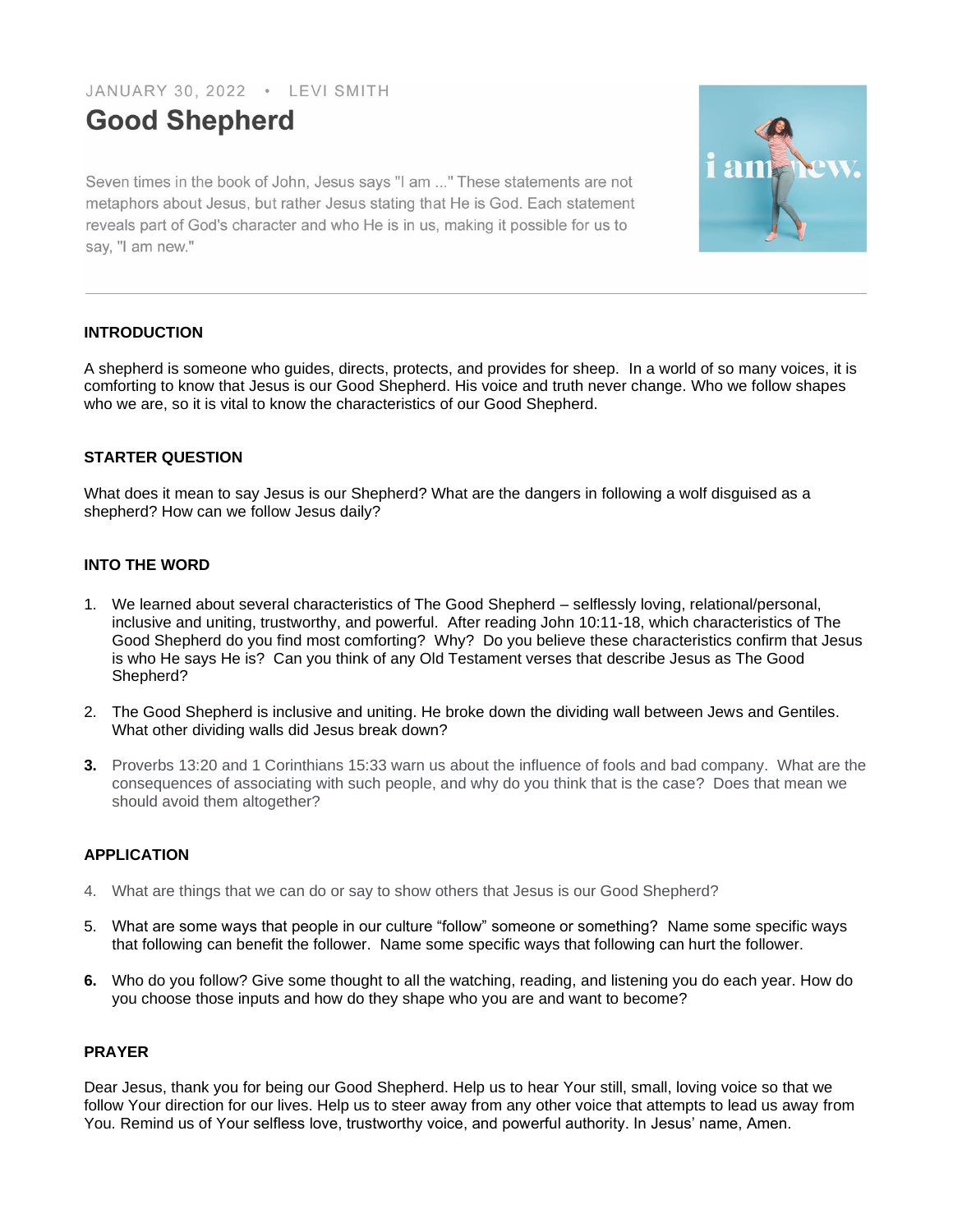JANUARY 30, 2022 • LEVI SMITH

# Good Shepherd

Seven times in the book of John, Jesus says "I am ..." These statements are not metaphors about Jesus, but rather Jesus stating that He is God. Each statement reveals part of God's character and who He is in us, making it possible for us to say, "I am new."

---

## INTRODUCTION

A shepherd is someone who guides, directs, protects, and provides for sheep. In a world of so many voices, it is comforting to know that Jesus is our Good Shepherd. His voice and truth never change. Who we follow shapes who we are, so it is vital to know the characteristics of our Good Shepherd.

## STARTER QUESTION

What does it mean to say Jesus is our Shepherd? What are the dangers in following a wolf disguised as a shepherd? How can we follow Jesus daily?

## INTO THE WORD

1. We learned about several characteristics of The Good Shepherd – selflessly loving, relational/personal, inclusive and uniting, trustworthy, and powerful. After reading John 10:11-18, which characteristics of The Good Shepherd do you find most comforting? Why? Do you believe these characteristics confirm that Jesus is who He says He is? Can you think of any Old Testament verses that describe Jesus as The Good Shepherd?

2. The Good Shepherd is inclusive and uniting. He broke down the dividing wall between Jews and Gentiles. What other dividing walls did Jesus break down?

3. Proverbs 13:20 and 1 Corinthians 15:33 warn us about the influence of fools and bad company. What are the consequences of associating with such people, and why do you think that is the case? Does that mean we should avoid them altogether?

## APPLICATION

4. What are things that we can do or say to show others that Jesus is our Good Shepherd?

5. What are some ways that people in our culture "follow" someone or something? Name some specific ways that following can benefit the follower. Name some specific ways that following can hurt the follower.

6. Who do you follow? Give some thought to all the watching, reading, and listening you do each year. How do you choose those inputs and how do they shape who you are and want to become?

## PRAYER

Dear Jesus, thank you for being our Good Shepherd. Help us to hear Your still, small, loving voice so that we follow Your direction for our lives. Help us to steer away from any other voice that attempts to lead us away from You. Remind us of Your selfless love, trustworthy voice, and powerful authority. In Jesus' name, Amen.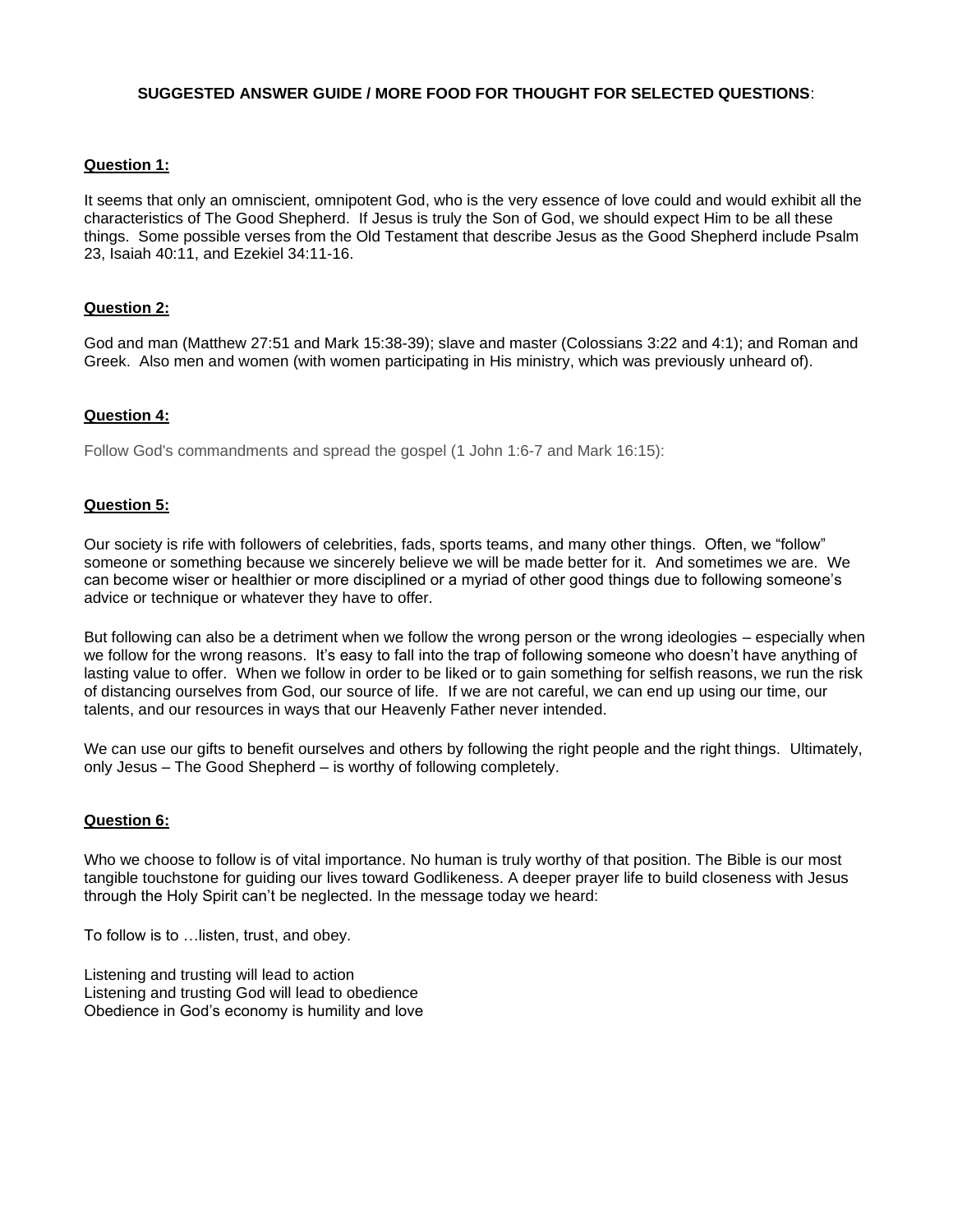**SUGGESTED ANSWER GUIDE / MORE FOOD FOR THOUGHT FOR SELECTED QUESTIONS**:

**Question 1:**

It seems that only an omniscient, omnipotent God, who is the very essence of love could and would exhibit all the characteristics of The Good Shepherd. If Jesus is truly the Son of God, we should expect Him to be all these things. Some possible verses from the Old Testament that describe Jesus as the Good Shepherd include Psalm 23, Isaiah 40:11, and Ezekiel 34:11-16.

**Question 2:**

God and man (Matthew 27:51 and Mark 15:38-39); slave and master (Colossians 3:22 and 4:1); and Roman and Greek. Also men and women (with women participating in His ministry, which was previously unheard of).

**Question 4:**

Follow God's commandments and spread the gospel (1 John 1:6-7 and Mark 16:15):

**Question 5:**

Our society is rife with followers of celebrities, fads, sports teams, and many other things. Often, we "follow" someone or something because we sincerely believe we will be made better for it. And sometimes we are. We can become wiser or healthier or more disciplined or a myriad of other good things due to following someone's advice or technique or whatever they have to offer.

But following can also be a detriment when we follow the wrong person or the wrong ideologies – especially when we follow for the wrong reasons. It's easy to fall into the trap of following someone who doesn't have anything of lasting value to offer. When we follow in order to be liked or to gain something for selfish reasons, we run the risk of distancing ourselves from God, our source of life. If we are not careful, we can end up using our time, our talents, and our resources in ways that our Heavenly Father never intended.

We can use our gifts to benefit ourselves and others by following the right people and the right things. Ultimately, only Jesus – The Good Shepherd – is worthy of following completely.

**Question 6:**

Who we choose to follow is of vital importance. No human is truly worthy of that position. The Bible is our most tangible touchstone for guiding our lives toward Godlikeness. A deeper prayer life to build closeness with Jesus through the Holy Spirit can't be neglected. In the message today we heard:

To follow is to …listen, trust, and obey.

Listening and trusting will lead to action
Listening and trusting God will lead to obedience
Obedience in God's economy is humility and love